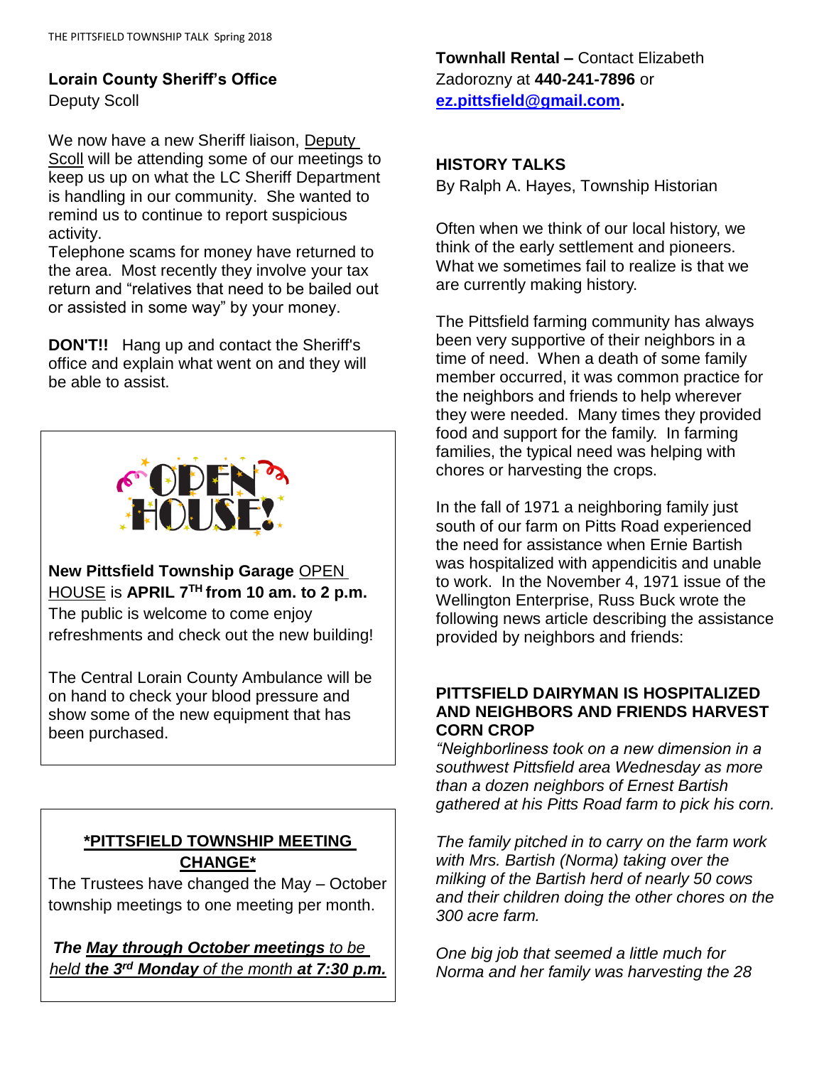## Lorain County Sheriff's Office

Deputy Scoll

We now have a new Sheriff liaison, Deputy Scoll will be attending some of our meetings to keep us up on what the LC Sheriff Department is handling in our community. She wanted to remind us to continue to report suspicious activity.

Telephone scams for money have returned to the area. Most recently they involve your tax return and "relatives that need to be bailed out or assisted in some way" by your money.

**DON'T!!** Hang up and contact the Sheriff's office and explain what went on and they will be able to assist.

OPEN HOUSE!

**New Pittsfield Township Garage** OPEN HOUSE is **APRIL 7TH from 10 am. to 2 p.m.** The public is welcome to come enjoy refreshments and check out the new building!

The Central Lorain County Ambulance will be on hand to check your blood pressure and show some of the new equipment that has been purchased.

## *PITTSFIELD TOWNSHIP MEETING CHANGE*

The Trustees have changed the May – October township meetings to one meeting per month.

***The May through October meetings** to be held **the 3rd Monday** of the month **at 7:30 p.m.***

**Townhall Rental –** Contact Elizabeth Zadorozny at **440-241-7896** or **ez.pittsfield@gmail.com.**

## HISTORY TALKS

By Ralph A. Hayes, Township Historian

Often when we think of our local history, we think of the early settlement and pioneers. What we sometimes fail to realize is that we are currently making history.

The Pittsfield farming community has always been very supportive of their neighbors in a time of need. When a death of some family member occurred, it was common practice for the neighbors and friends to help wherever they were needed. Many times they provided food and support for the family. In farming families, the typical need was helping with chores or harvesting the crops.

In the fall of 1971 a neighboring family just south of our farm on Pitts Road experienced the need for assistance when Ernie Bartish was hospitalized with appendicitis and unable to work. In the November 4, 1971 issue of the Wellington Enterprise, Russ Buck wrote the following news article describing the assistance provided by neighbors and friends:

### PITTSFIELD DAIRYMAN IS HOSPITALIZED AND NEIGHBORS AND FRIENDS HARVEST CORN CROP

*"Neighborliness took on a new dimension in a southwest Pittsfield area Wednesday as more than a dozen neighbors of Ernest Bartish gathered at his Pitts Road farm to pick his corn.*

*The family pitched in to carry on the farm work with Mrs. Bartish (Norma) taking over the milking of the Bartish herd of nearly 50 cows and their children doing the other chores on the 300 acre farm.*

*One big job that seemed a little much for Norma and her family was harvesting the 28*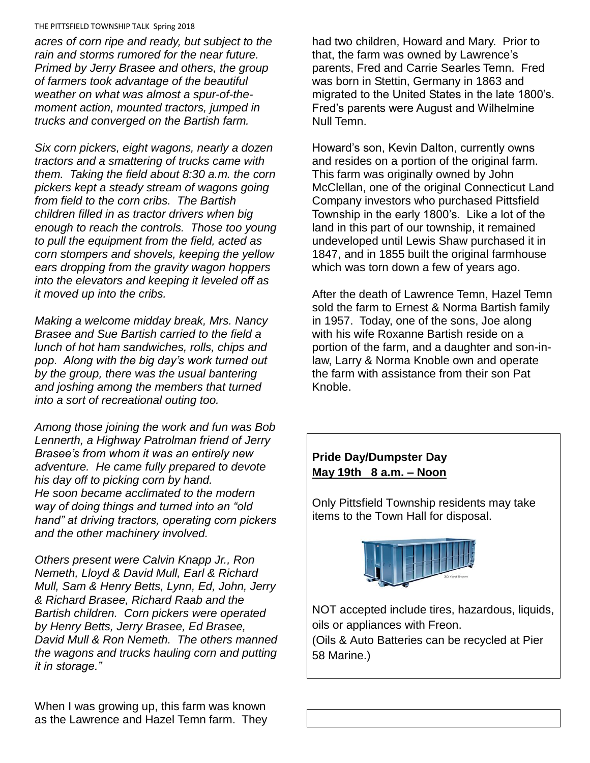*acres of corn ripe and ready, but subject to the rain and storms rumored for the near future. Primed by Jerry Brasee and others, the group of farmers took advantage of the beautiful weather on what was almost a spur-of-the-moment action, mounted tractors, jumped in trucks and converged on the Bartish farm.*

*Six corn pickers, eight wagons, nearly a dozen tractors and a smattering of trucks came with them. Taking the field about 8:30 a.m. the corn pickers kept a steady stream of wagons going from field to the corn cribs. The Bartish children filled in as tractor drivers when big enough to reach the controls. Those too young to pull the equipment from the field, acted as corn stompers and shovels, keeping the yellow ears dropping from the gravity wagon hoppers into the elevators and keeping it leveled off as it moved up into the cribs.*

*Making a welcome midday break, Mrs. Nancy Brasee and Sue Bartish carried to the field a lunch of hot ham sandwiches, rolls, chips and pop. Along with the big day's work turned out by the group, there was the usual bantering and joshing among the members that turned into a sort of recreational outing too.*

*Among those joining the work and fun was Bob Lennerth, a Highway Patrolman friend of Jerry Brasee's from whom it was an entirely new adventure. He came fully prepared to devote his day off to picking corn by hand. He soon became acclimated to the modern way of doing things and turned into an "old hand" at driving tractors, operating corn pickers and the other machinery involved.*

*Others present were Calvin Knapp Jr., Ron Nemeth, Lloyd & David Mull, Earl & Richard Mull, Sam & Henry Betts, Lynn, Ed, John, Jerry & Richard Brasee, Richard Raab and the Bartish children. Corn pickers were operated by Henry Betts, Jerry Brasee, Ed Brasee, David Mull & Ron Nemeth. The others manned the wagons and trucks hauling corn and putting it in storage."*

When I was growing up, this farm was known as the Lawrence and Hazel Temn farm. They had two children, Howard and Mary. Prior to that, the farm was owned by Lawrence's parents, Fred and Carrie Searles Temn. Fred was born in Stettin, Germany in 1863 and migrated to the United States in the late 1800's. Fred's parents were August and Wilhelmine Null Temn.

Howard's son, Kevin Dalton, currently owns and resides on a portion of the original farm. This farm was originally owned by John McClellan, one of the original Connecticut Land Company investors who purchased Pittsfield Township in the early 1800's. Like a lot of the land in this part of our township, it remained undeveloped until Lewis Shaw purchased it in 1847, and in 1855 built the original farmhouse which was torn down a few of years ago.

After the death of Lawrence Temn, Hazel Temn sold the farm to Ernest & Norma Bartish family in 1957. Today, one of the sons, Joe along with his wife Roxanne Bartish reside on a portion of the farm, and a daughter and son-in-law, Larry & Norma Knoble own and operate the farm with assistance from their son Pat Knoble.

**Pride Day/Dumpster Day**
**May 19th 8 a.m. – Noon**

Only Pittsfield Township residents may take items to the Town Hall for disposal.

NOT accepted include tires, hazardous, liquids, oils or appliances with Freon.
(Oils & Auto Batteries can be recycled at Pier 58 Marine.)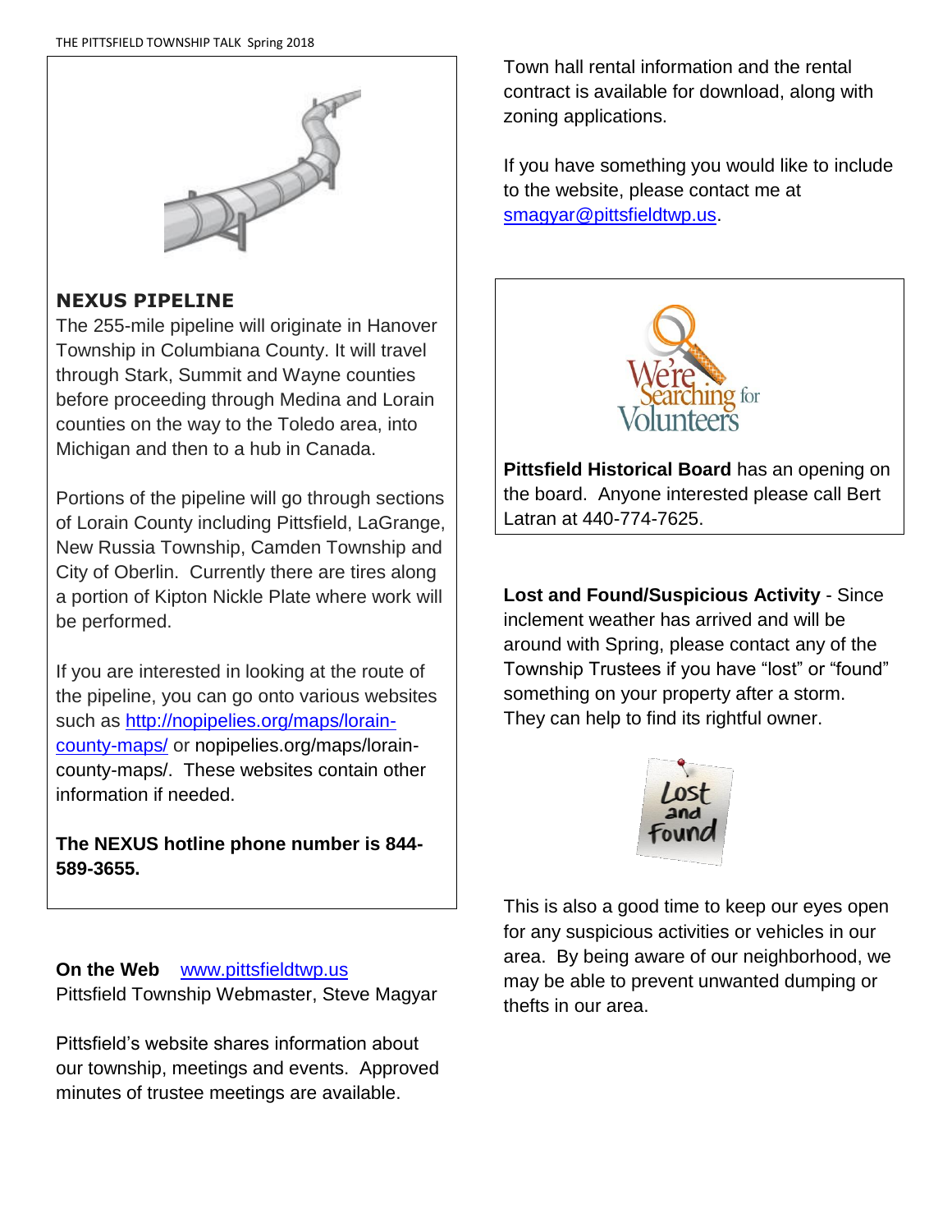## NEXUS PIPELINE

The 255-mile pipeline will originate in Hanover Township in Columbiana County. It will travel through Stark, Summit and Wayne counties before proceeding through Medina and Lorain counties on the way to the Toledo area, into Michigan and then to a hub in Canada.

Portions of the pipeline will go through sections of Lorain County including Pittsfield, LaGrange, New Russia Township, Camden Township and City of Oberlin. Currently there are tires along a portion of Kipton Nickle Plate where work will be performed.

If you are interested in looking at the route of the pipeline, you can go onto various websites such as http://nopipelies.org/maps/lorain-county-maps/ or nopipelies.org/maps/lorain-county-maps/. These websites contain other information if needed.

**The NEXUS hotline phone number is 844-589-3655.**

**On the Web** www.pittsfieldtwp.us
Pittsfield Township Webmaster, Steve Magyar

Pittsfield's website shares information about our township, meetings and events. Approved minutes of trustee meetings are available.

Town hall rental information and the rental contract is available for download, along with zoning applications.

If you have something you would like to include to the website, please contact me at smagyar@pittsfieldtwp.us.

We're Searching for Volunteers

**Pittsfield Historical Board** has an opening on the board. Anyone interested please call Bert Latran at 440-774-7625.

**Lost and Found/Suspicious Activity** - Since inclement weather has arrived and will be around with Spring, please contact any of the Township Trustees if you have "lost" or "found" something on your property after a storm. They can help to find its rightful owner.

Lost and Found

This is also a good time to keep our eyes open for any suspicious activities or vehicles in our area. By being aware of our neighborhood, we may be able to prevent unwanted dumping or thefts in our area.